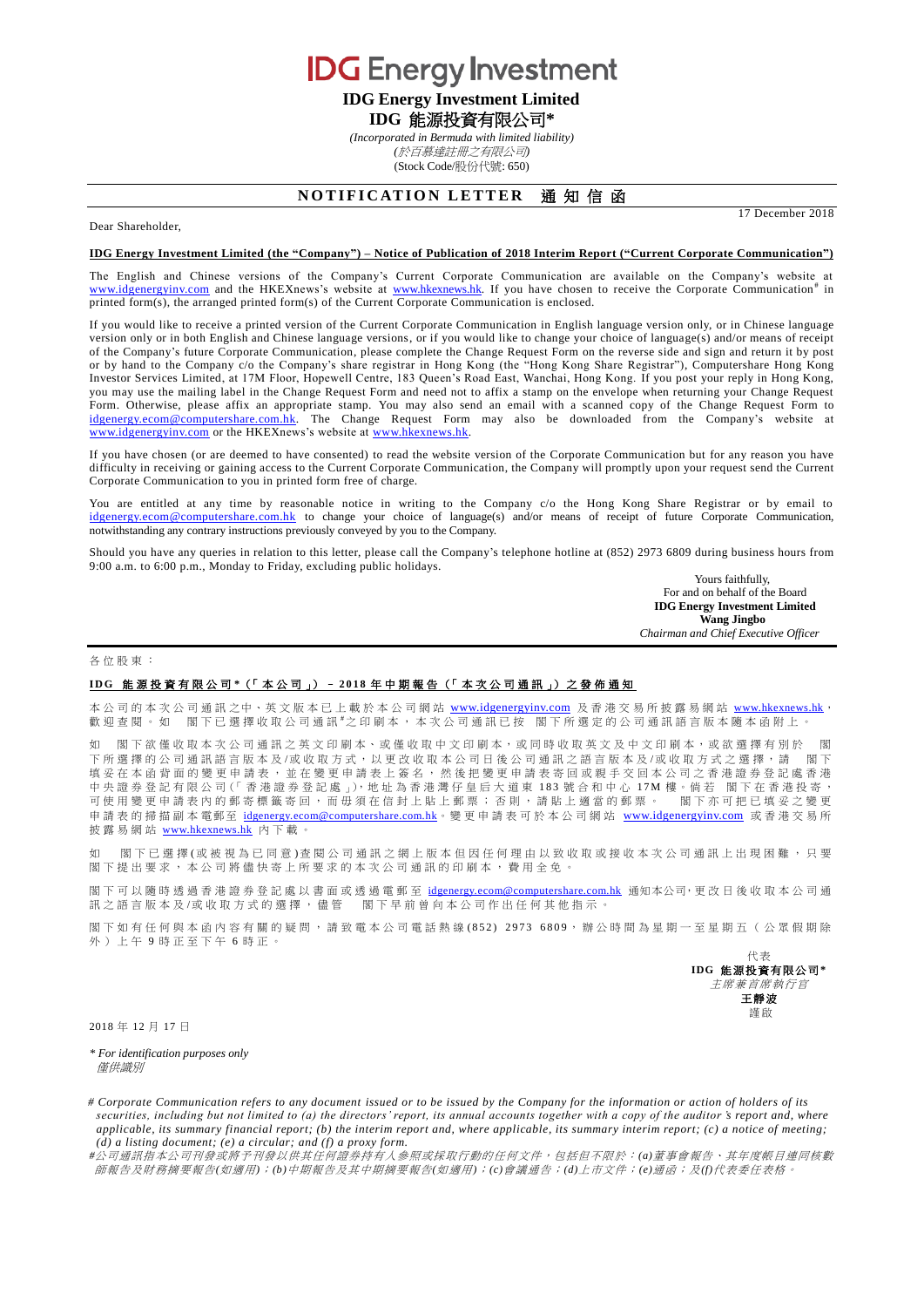# IDG Energy Investment

**IDG Energy Investment Limited**

**IDG 能源投資有限公司\***

*(Incorporated in Bermuda with limited liability)*

*(於百慕達註冊之有限公司)*

(Stock Code/股份代號: 650)

## NOTIFICATION LETTER 通知信函

Dear Shareholder,

17 December 2018

**IDG Energy Investment Limited (the "Company") – Notice of Publication of 2018 Interim Report ("Current Corporate Communication")**

The English and Chinese versions of the Company's Current Corporate Communication are available on the Company's website at www.idgenergyinv.com and the HKEXnews's website at www.hkexnews.hk. If you have chosen to receive the Corporate Communication# in printed form(s), the arranged printed form(s) of the Current Corporate Communication is enclosed.

If you would like to receive a printed version of the Current Corporate Communication in English language version only, or in Chinese language version only or in both English and Chinese language versions, or if you would like to change your choice of language(s) and/or means of receipt of the Company's future Corporate Communication, please complete the Change Request Form on the reverse side and sign and return it by post or by hand to the Company c/o the Company's share registrar in Hong Kong (the "Hong Kong Share Registrar"), Computershare Hong Kong Investor Services Limited, at 17M Floor, Hopewell Centre, 183 Queen's Road East, Wanchai, Hong Kong. If you post your reply in Hong Kong, you may use the mailing label in the Change Request Form and need not to affix a stamp on the envelope when returning your Change Request Form. Otherwise, please affix an appropriate stamp. You may also send an email with a scanned copy of the Change Request Form to idgenergy.ecom@computershare.com.hk. The Change Request Form may also be downloaded from the Company's website at www.idgenergyinv.com or the HKEXnews's website at www.hkexnews.hk.

If you have chosen (or are deemed to have consented) to read the website version of the Corporate Communication but for any reason you have difficulty in receiving or gaining access to the Current Corporate Communication, the Company will promptly upon your request send the Current Corporate Communication to you in printed form free of charge.

You are entitled at any time by reasonable notice in writing to the Company c/o the Hong Kong Share Registrar or by email to idgenergy.ecom@computershare.com.hk to change your choice of language(s) and/or means of receipt of future Corporate Communication, notwithstanding any contrary instructions previously conveyed by you to the Company.

Should you have any queries in relation to this letter, please call the Company's telephone hotline at (852) 2973 6809 during business hours from 9:00 a.m. to 6:00 p.m., Monday to Friday, excluding public holidays.

Yours faithfully,
For and on behalf of the Board
**IDG Energy Investment Limited**
**Wang Jingbo**
*Chairman and Chief Executive Officer*

---

各位股東：

**IDG 能源投資有限公司\*（「本公司」）－ 2018 年中期報告（「本次公司通訊」）之發佈通知**

本公司的本次公司通訊之中、英文版本已上載於本公司網站 www.idgenergyinv.com 及香港交易所披露易網站 www.hkexnews.hk，歡迎查閱。如 閣下已選擇收取公司通訊#之印刷本，本次公司通訊已按 閣下所選定的公司通訊語言版本隨本函附上。

如 閣下欲僅收取本次公司通訊之英文印刷本、或僅收取中文印刷本，或同時收取英文及中文印刷本，或欲選擇有別於 閣下所選擇的公司通訊語言版本及/或收取方式，以更改收取本公司日後公司通訊之語言版本及/或收取方式之選擇，請 閣下填妥在本函背面的變更申請表，並在變更申請表上簽名，然後把變更申請表寄回或親手交回本公司之香港證券登記處香港中央證券登記有限公司(「香港證券登記處」)，地址為香港灣仔皇后大道東 183 號合和中心 17M 樓。倘若 閣下在香港投寄，可使用變更申請表內的郵寄標籤寄回，而毋須在信封上貼上郵票；否則，請貼上適當的郵票。 閣下亦可把已填妥之變更申請表的掃描副本電郵至 idgenergy.ecom@computershare.com.hk。變更申請表可於本公司網站 www.idgenergyinv.com 或香港交易所披露易網站 www.hkexnews.hk 內下載。

如 閣下已選擇(或被視為已同意)查閱公司通訊之網上版本但因任何理由以致收取或接收本次公司通訊上出現困難，只要閣下提出要求，本公司將儘快寄上所要求的本次公司通訊的印刷本，費用全免。

閣下可以隨時透過香港證券登記處以書面或透過電郵至 idgenergy.ecom@computershare.com.hk 通知本公司，更改日後收取本公司通訊之語言版本及/或收取方式的選擇，儘管 閣下早前曾向本公司作出任何其他指示。

閣下如有任何與本函內容有關的疑問，請致電本公司電話熱線(852) 2973 6809，辦公時間為星期一至星期五（公眾假期除外）上午 9 時正至下午 6 時正。

代表
**IDG 能源投資有限公司\***
*主席兼首席執行官*
**王靜波**
謹啟

2018 年 12 月 17 日

*\* For identification purposes only*
*僅供識別*

*# Corporate Communication refers to any document issued or to be issued by the Company for the information or action of holders of its securities, including but not limited to (a) the directors' report, its annual accounts together with a copy of the auditor's report and, where applicable, its summary financial report; (b) the interim report and, where applicable, its summary interim report; (c) a notice of meeting; (d) a listing document; (e) a circular; and (f) a proxy form.*

*#公司通訊指本公司刊發或將予刊發以供其任何證券持有人參照或採取行動的任何文件，包括但不限於：(a)董事會報告、其年度帳目連同核數師報告及財務摘要報告(如適用)；(b)中期報告及其中期摘要報告(如適用)；(c)會議通告；(d)上市文件；(e)通函；及(f)代表委任表格。*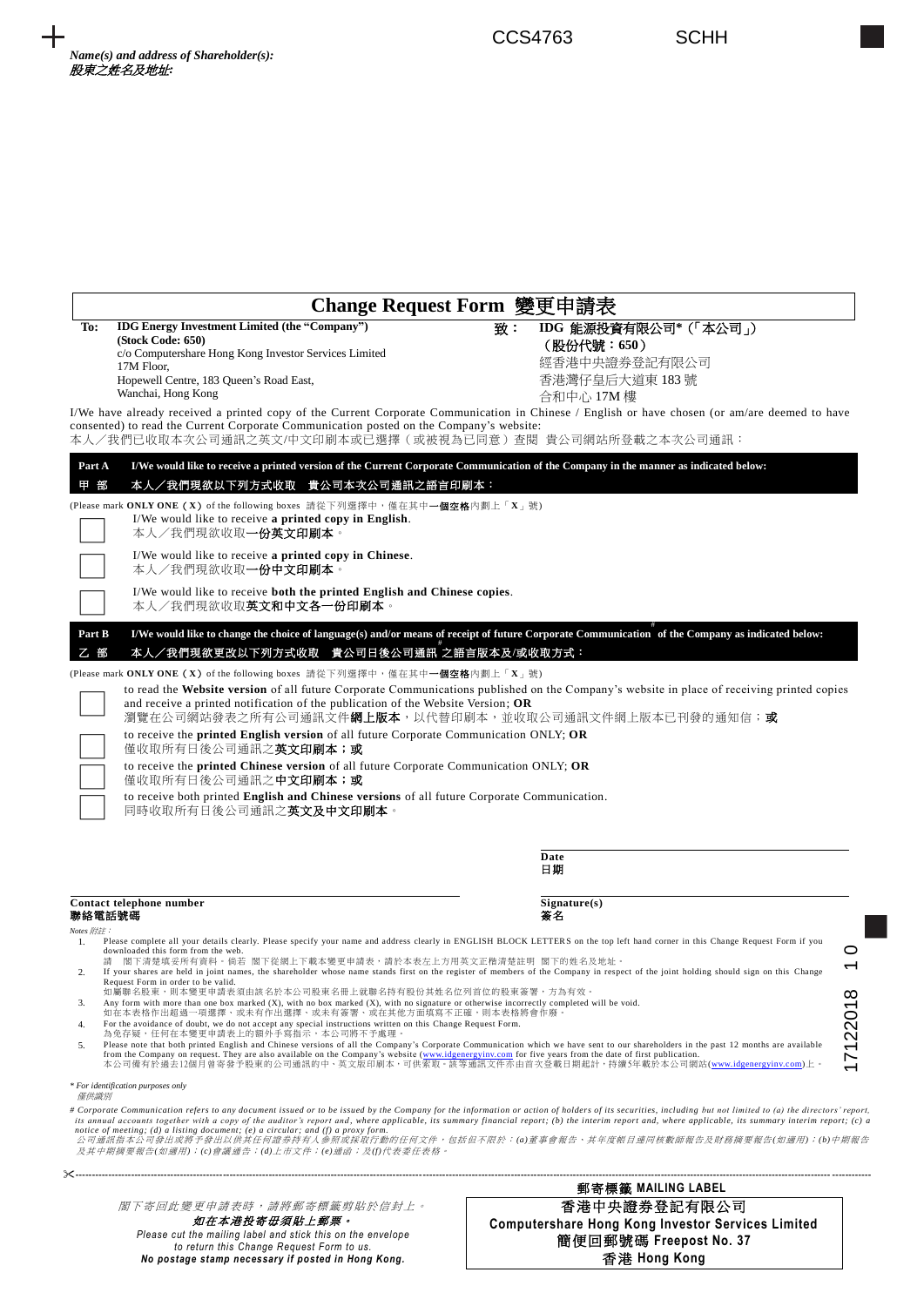CCS4763 SCHH

*Name(s) and address of Shareholder(s):*
*股東之姓名及地址:*

# Change Request Form 變更申請表

**To:** **IDG Energy Investment Limited (the "Company")**
**(Stock Code: 650)**
c/o Computershare Hong Kong Investor Services Limited
17M Floor,
Hopewell Centre, 183 Queen's Road East,
Wanchai, Hong Kong

**致： IDG 能源投資有限公司*（「本公司」）**
**（股份代號：650）**
經香港中央證券登記有限公司
香港灣仔皇后大道東 183 號
合和中心 17M 樓

I/We have already received a printed copy of the Current Corporate Communication in Chinese / English or have chosen (or am/are deemed to have consented) to read the Current Corporate Communication posted on the Company's website:
本人／我們已收取本次公司通訊之英文/中文印刷本或已選擇（或被視為已同意）查閱 貴公司網站所登載之本次公司通訊：

**Part A I/We would like to receive a printed version of the Current Corporate Communication of the Company in the manner as indicated below:**
**甲 部 本人／我們現欲以下列方式收取 貴公司本次公司通訊之語言印刷本：**

(Please mark **ONLY ONE** (**X**) of the following boxes 請從下列選擇中，僅在其中**一個空格**內劃上「**X**」號)

- ☐ I/We would like to receive **a printed copy in English**.
  本人／我們現欲收取**一份英文印刷本**。
- ☐ I/We would like to receive **a printed copy in Chinese**.
  本人／我們現欲收取**一份中文印刷本**。
- ☐ I/We would like to receive **both the printed English and Chinese copies**.
  本人／我們現欲收取**英文和中文各一份印刷本**。

**Part B I/We would like to change the choice of language(s) and/or means of receipt of future Corporate Communication# of the Company as indicated below:**
**乙 部 本人／我們現欲更改以下列方式收取 貴公司日後公司通訊#之語言版本及/或收取方式：**

(Please mark **ONLY ONE** (**X**) of the following boxes 請從下列選擇中，僅在其中**一個空格**內劃上「**X**」號)

- ☐ to read the **Website version** of all future Corporate Communications published on the Company's website in place of receiving printed copies and receive a printed notification of the publication of the Website Version; **OR**
  瀏覽在公司網站發表之所有公司通訊文件**網上版本**，以代替印刷本，並收取公司通訊文件網上版本已刊發的通知信；**或**
- ☐ to receive the **printed English version** of all future Corporate Communication ONLY; **OR**
  僅收取所有日後公司通訊之**英文印刷本；或**
- ☐ to receive the **printed Chinese version** of all future Corporate Communication ONLY; **OR**
  僅收取所有日後公司通訊之**中文印刷本；或**
- ☐ to receive both printed **English and Chinese versions** of all future Corporate Communication.
  同時收取所有日後公司通訊之**英文及中文印刷本**。

**Date**
**日期**

**Contact telephone number**
**聯絡電話號碼**

**Signature(s)**
**簽名**

*Notes 附註：*

1. Please complete all your details clearly. Please specify your name and address clearly in ENGLISH BLOCK LETTERS on the top left hand corner in this Change Request Form if you downloaded this form from the web.
   請 閣下清楚填妥所有資料。倘若 閣下從網上下載本變更申請表，請於本表左上方用英文正楷清楚註明 閣下的姓名及地址。
2. If your shares are held in joint names, the shareholder whose name stands first on the register of members of the Company in respect of the joint holding should sign on this Change Request Form in order to be valid.
   如屬聯名股東，則本變更申請表須由該名於本公司股東名冊上就聯名持有股份其姓名位列首位的股東簽署，方為有效。
3. Any form with more than one box marked (X), with no box marked (X), with no signature or otherwise incorrectly completed will be void.
   如在本表格作出超過一項選擇、或未有作出選擇、或未有簽署、或在其他方面填寫不正確，則本表格將會作廢。
4. For the avoidance of doubt, we do not accept any special instructions written on this Change Request Form.
   為免存疑，任何在本變更申請表上的額外手寫指示，本公司將不予處理。
5. Please note that both printed English and Chinese versions of all the Company's Corporate Communication which we have sent to our shareholders in the past 12 months are available from the Company on request. They are also available on the Company's website (www.idgenergyinv.com) for five years from the date of first publication.
   本公司備有於過去12個月曾寄發予股東的公司通訊的中、英文版印刷本，可供索取。該等通訊文件亦由首次登載日期起計，持續5年載於本公司網站(www.idgenergyinv.com)上。

17122018 1 0

\* *For identification purposes only*
*僅供識別*

# *Corporate Communication refers to any document issued or to be issued by the Company for the information or action of holders of its securities, including but not limited to (a) the directors' report, its annual accounts together with a copy of the auditor's report and, where applicable, its summary financial report; (b) the interim report and, where applicable, its summary interim report; (c) a notice of meeting; (d) a listing document; (e) a circular; and (f) a proxy form.*
*公司通訊指本公司發出或將予發出以供其任何證券持有人參照或採取行動的任何文件，包括但不限於：(a)董事會報告、其年度帳目連同核數師報告及財務摘要報告(如適用)；(b)中期報告及其中期摘要報告(如適用)；(c)會議通告；(d)上市文件；(e)通函；及(f)代表委任表格。*

---

*閣下寄回此變更申請表時，請將郵寄標籤剪貼於信封上。*
***如在本港投寄毋須貼上郵票。***
*Please cut the mailing label and stick this on the envelope to return this Change Request Form to us.*
***No postage stamp necessary if posted in Hong Kong.***

**郵寄標籤 MAILING LABEL**
**香港中央證券登記有限公司**
**Computershare Hong Kong Investor Services Limited**
**簡便回郵號碼 Freepost No. 37**
**香港 Hong Kong**